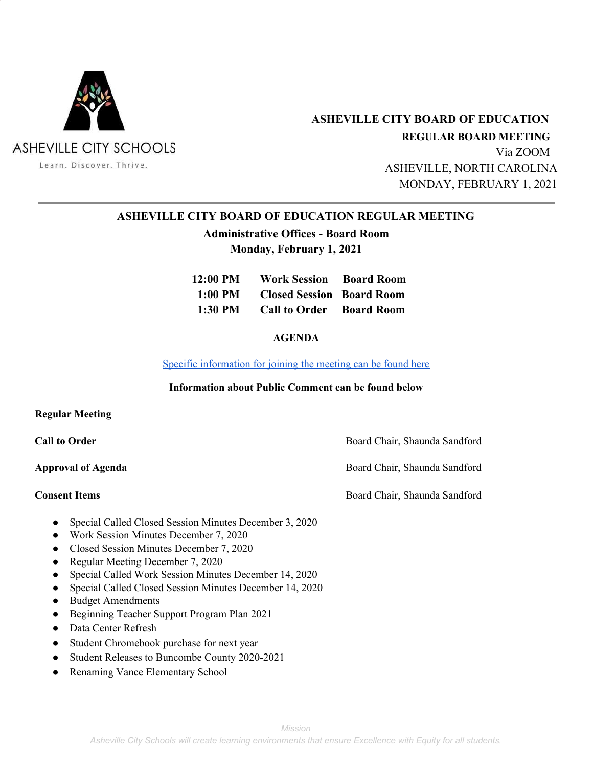ASHEVILLE CITY SCHOOLS

Learn. Discover. Thrive.

**ASHEVILLE CITY BOARD OF EDUCATION**
**REGULAR BOARD MEETING**
Via ZOOM
ASHEVILLE, NORTH CAROLINA
MONDAY, FEBRUARY 1, 2021

---

## ASHEVILLE CITY BOARD OF EDUCATION REGULAR MEETING

**Administrative Offices - Board Room**
**Monday, February 1, 2021**

| | | |
|---|---|---|
| **12:00 PM** | **Work Session** | **Board Room** |
| **1:00 PM** | **Closed Session** | **Board Room** |
| **1:30 PM** | **Call to Order** | **Board Room** |

**AGENDA**

[Specific information for joining the meeting can be found here]

**Information about Public Comment can be found below**

**Regular Meeting**

**Call to Order** — Board Chair, Shaunda Sandford

**Approval of Agenda** — Board Chair, Shaunda Sandford

**Consent Items** — Board Chair, Shaunda Sandford

- Special Called Closed Session Minutes December 3, 2020
- Work Session Minutes December 7, 2020
- Closed Session Minutes December 7, 2020
- Regular Meeting December 7, 2020
- Special Called Work Session Minutes December 14, 2020
- Special Called Closed Session Minutes December 14, 2020
- Budget Amendments
- Beginning Teacher Support Program Plan 2021
- Data Center Refresh
- Student Chromebook purchase for next year
- Student Releases to Buncombe County 2020-2021
- Renaming Vance Elementary School

*Mission*
*Asheville City Schools will create learning environments that ensure Excellence with Equity for all students.*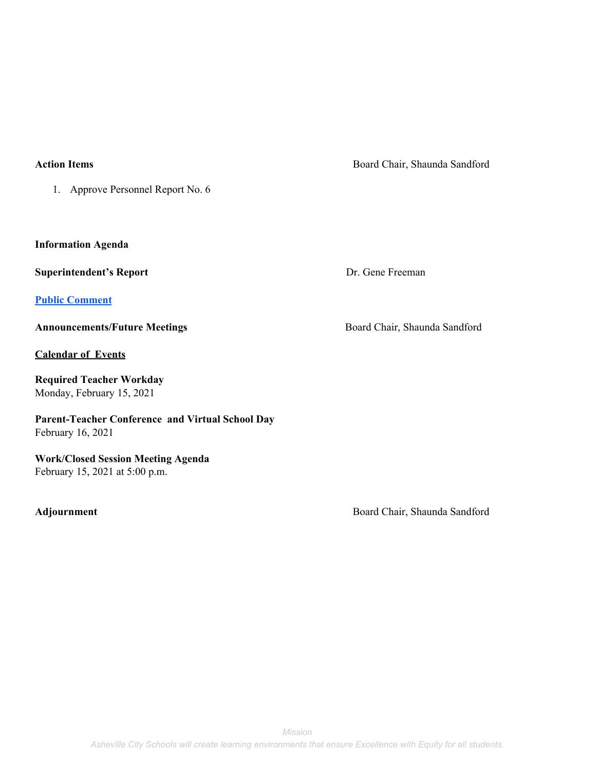**Action Items** Board Chair, Shaunda Sandford

1. Approve Personnel Report No. 6

**Information Agenda**

**Superintendent's Report** Dr. Gene Freeman

**Public Comment**

**Announcements/Future Meetings** Board Chair, Shaunda Sandford

**Calendar of Events**

**Required Teacher Workday**
Monday, February 15, 2021

**Parent-Teacher Conference and Virtual School Day**
February 16, 2021

**Work/Closed Session Meeting Agenda**
February 15, 2021 at 5:00 p.m.

**Adjournment** Board Chair, Shaunda Sandford

*Mission*
*Asheville City Schools will create learning environments that ensure Excellence with Equity for all students.*